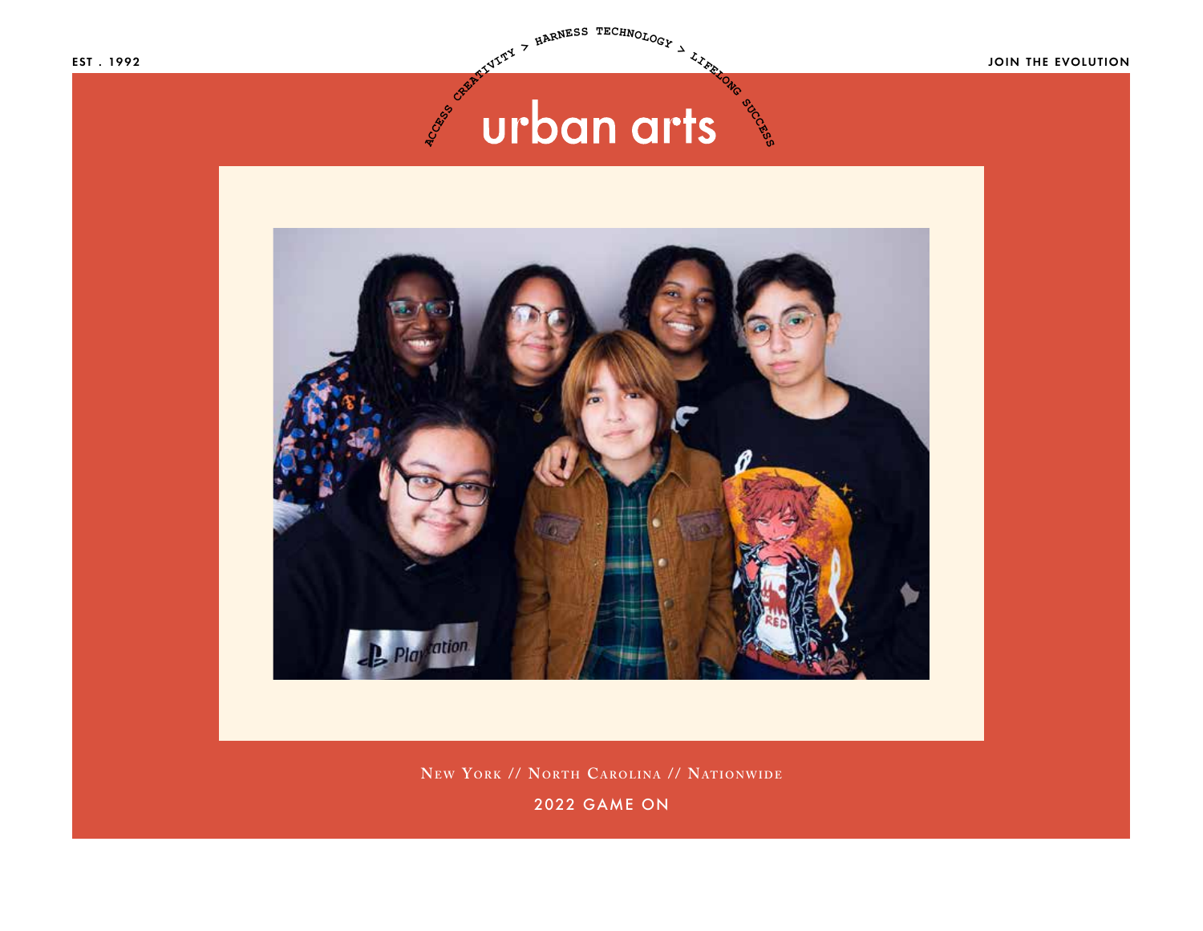EST . 1992

JOIN THE EVOLUTION

ACCESS CREATIVITY > HARNESS TECHNOLOGY > LIFELONG SUCCESS

# urban arts

New York // North Carolina // Nationwide

2022 GAME ON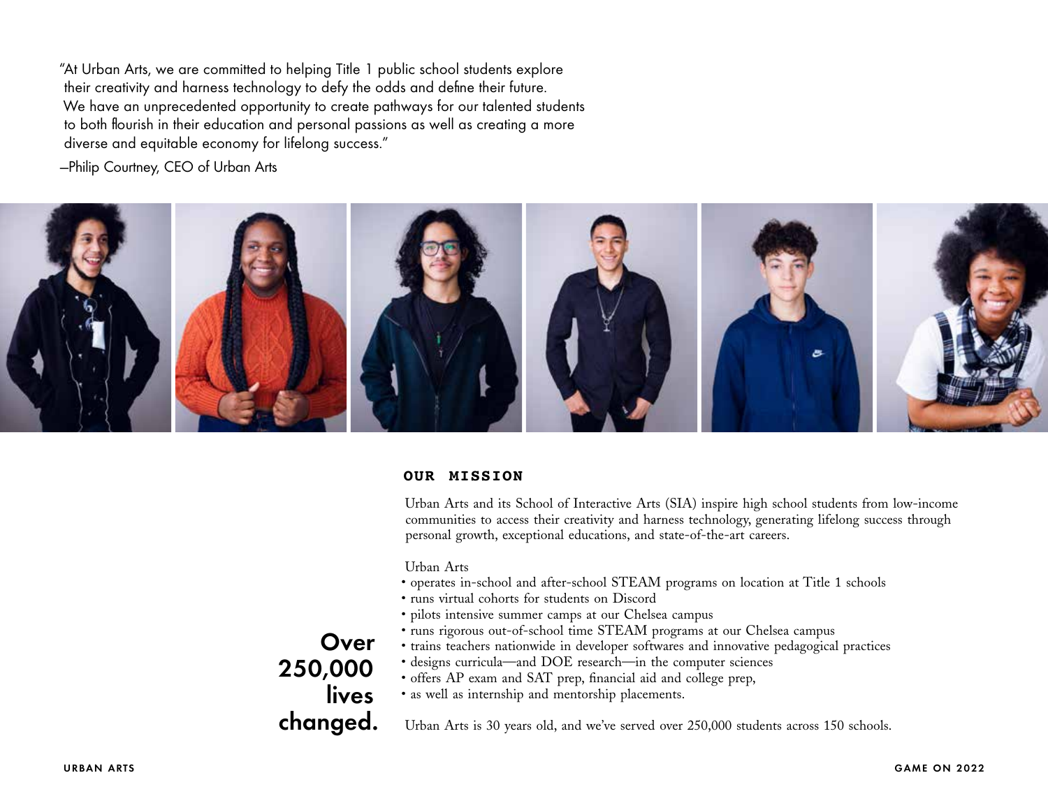"At Urban Arts, we are committed to helping Title 1 public school students explore their creativity and harness technology to defy the odds and define their future. We have an unprecedented opportunity to create pathways for our talented students to both flourish in their education and personal passions as well as creating a more diverse and equitable economy for lifelong success."

—Philip Courtney, CEO of Urban Arts

## OUR MISSION

Urban Arts and its School of Interactive Arts (SIA) inspire high school students from low-income communities to access their creativity and harness technology, generating lifelong success through personal growth, exceptional educations, and state-of-the-art careers.

Urban Arts

- operates in-school and after-school STEAM programs on location at Title 1 schools
- runs virtual cohorts for students on Discord
- pilots intensive summer camps at our Chelsea campus
- runs rigorous out-of-school time STEAM programs at our Chelsea campus
- trains teachers nationwide in developer softwares and innovative pedagogical practices
- designs curricula—and DOE research—in the computer sciences
- offers AP exam and SAT prep, financial aid and college prep,
- as well as internship and mentorship placements.

**Over 250,000 lives changed.**

Urban Arts is 30 years old, and we've served over 250,000 students across 150 schools.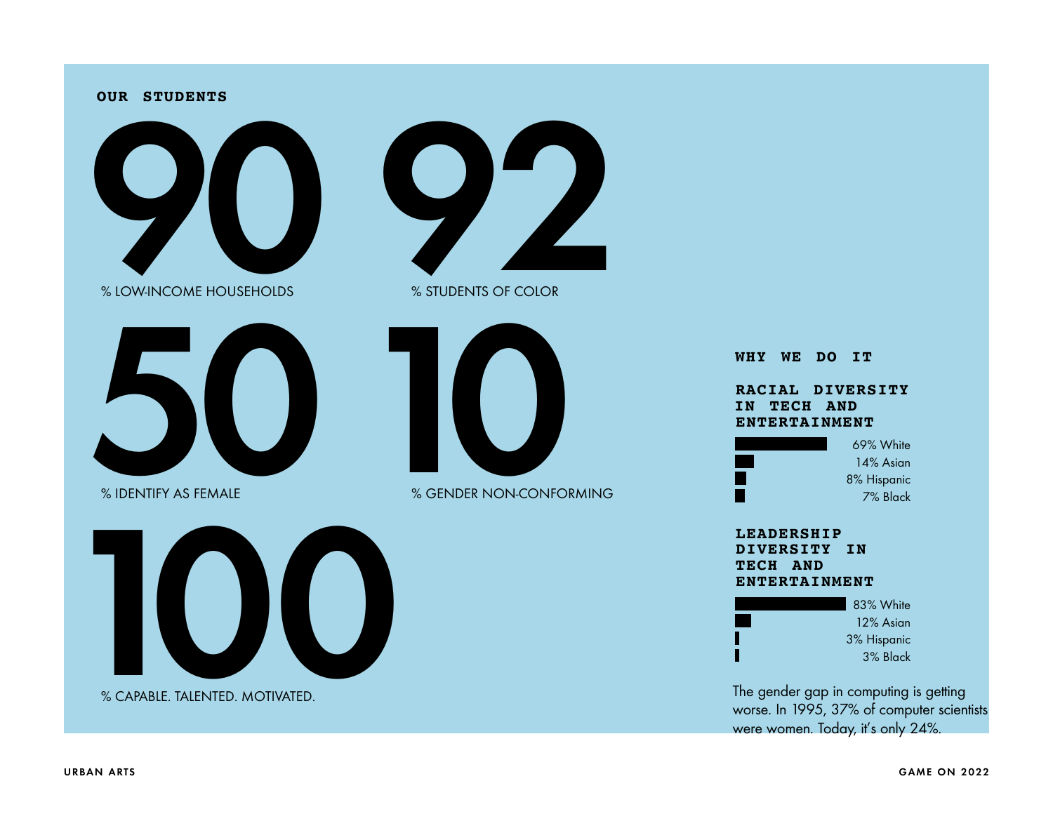## OUR STUDENTS

**90**
% LOW-INCOME HOUSEHOLDS

**92**
% STUDENTS OF COLOR

**50**
% IDENTIFY AS FEMALE

**10**
% GENDER NON-CONFORMING

**100**
% CAPABLE. TALENTED. MOTIVATED.

## WHY WE DO IT

### RACIAL DIVERSITY IN TECH AND ENTERTAINMENT

- 69% White
- 14% Asian
- 8% Hispanic
- 7% Black

### LEADERSHIP DIVERSITY IN TECH AND ENTERTAINMENT

- 83% White
- 12% Asian
- 3% Hispanic
- 3% Black

The gender gap in computing is getting worse. In 1995, 37% of computer scientists were women. Today, it's only 24%.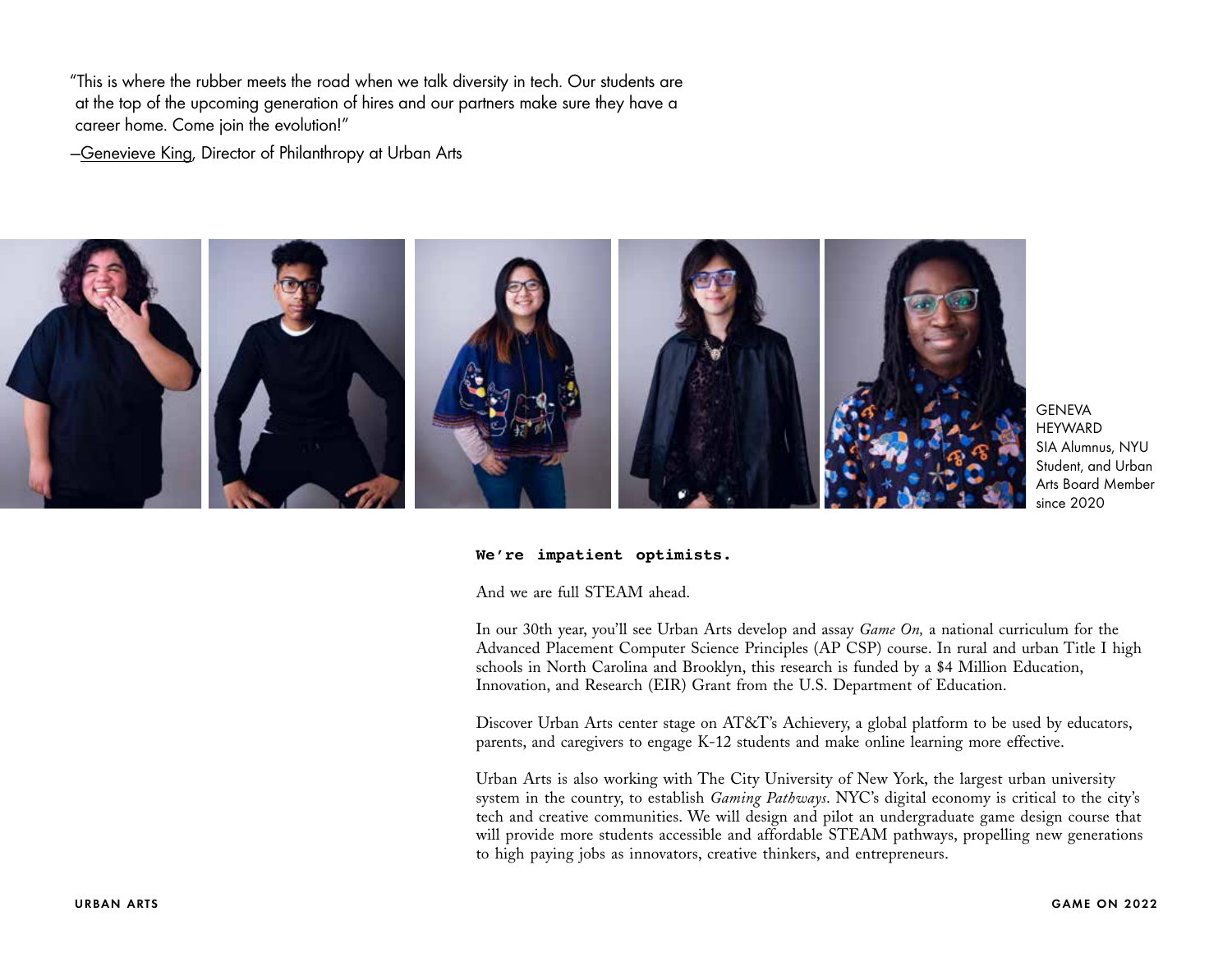"This is where the rubber meets the road when we talk diversity in tech. Our students are at the top of the upcoming generation of hires and our partners make sure they have a career home. Come join the evolution!"

—Genevieve King, Director of Philanthropy at Urban Arts

GENEVA HEYWARD
SIA Alumnus, NYU Student, and Urban Arts Board Member since 2020

**We're impatient optimists.**

And we are full STEAM ahead.

In our 30th year, you'll see Urban Arts develop and assay *Game On,* a national curriculum for the Advanced Placement Computer Science Principles (AP CSP) course. In rural and urban Title I high schools in North Carolina and Brooklyn, this research is funded by a $4 Million Education, Innovation, and Research (EIR) Grant from the U.S. Department of Education.

Discover Urban Arts center stage on AT&T's Achievery, a global platform to be used by educators, parents, and caregivers to engage K-12 students and make online learning more effective.

Urban Arts is also working with The City University of New York, the largest urban university system in the country, to establish *Gaming Pathways*. NYC's digital economy is critical to the city's tech and creative communities. We will design and pilot an undergraduate game design course that will provide more students accessible and affordable STEAM pathways, propelling new generations to high paying jobs as innovators, creative thinkers, and entrepreneurs.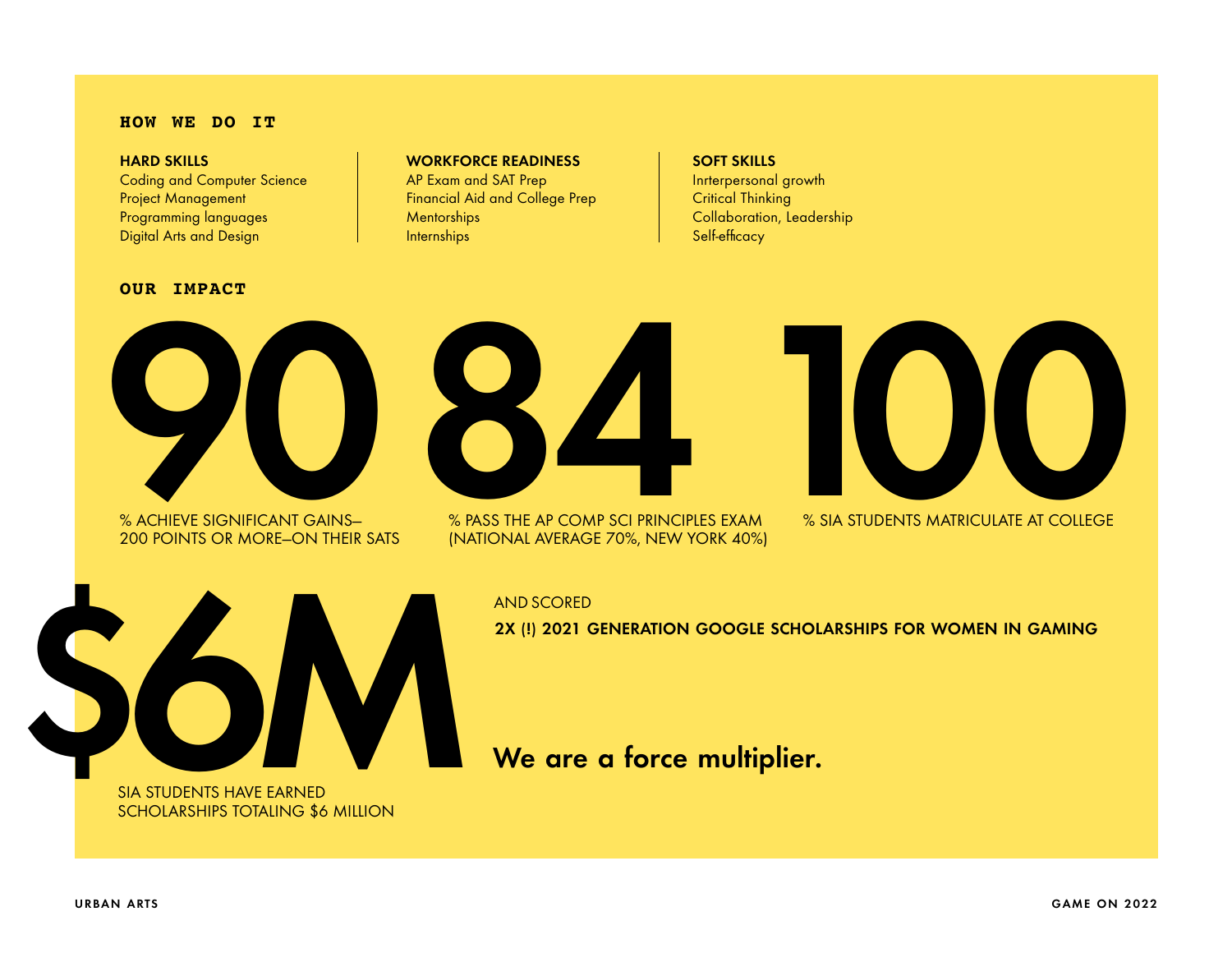## HOW WE DO IT

**HARD SKILLS**
Coding and Computer Science
Project Management
Programming languages
Digital Arts and Design

**WORKFORCE READINESS**
AP Exam and SAT Prep
Financial Aid and College Prep
Mentorships
Internships

**SOFT SKILLS**
Inrterpersonal growth
Critical Thinking
Collaboration, Leadership
Self-efficacy

## OUR IMPACT

# 90

% ACHIEVE SIGNIFICANT GAINS–
200 POINTS OR MORE–ON THEIR SATS

# 84

% PASS THE AP COMP SCI PRINCIPLES EXAM
(NATIONAL AVERAGE 70%, NEW YORK 40%)

# 100

% SIA STUDENTS MATRICULATE AT COLLEGE

# $6M

SIA STUDENTS HAVE EARNED
SCHOLARSHIPS TOTALING $6 MILLION

AND SCORED

**2X (!) 2021 GENERATION GOOGLE SCHOLARSHIPS FOR WOMEN IN GAMING**

**We are a force multiplier.**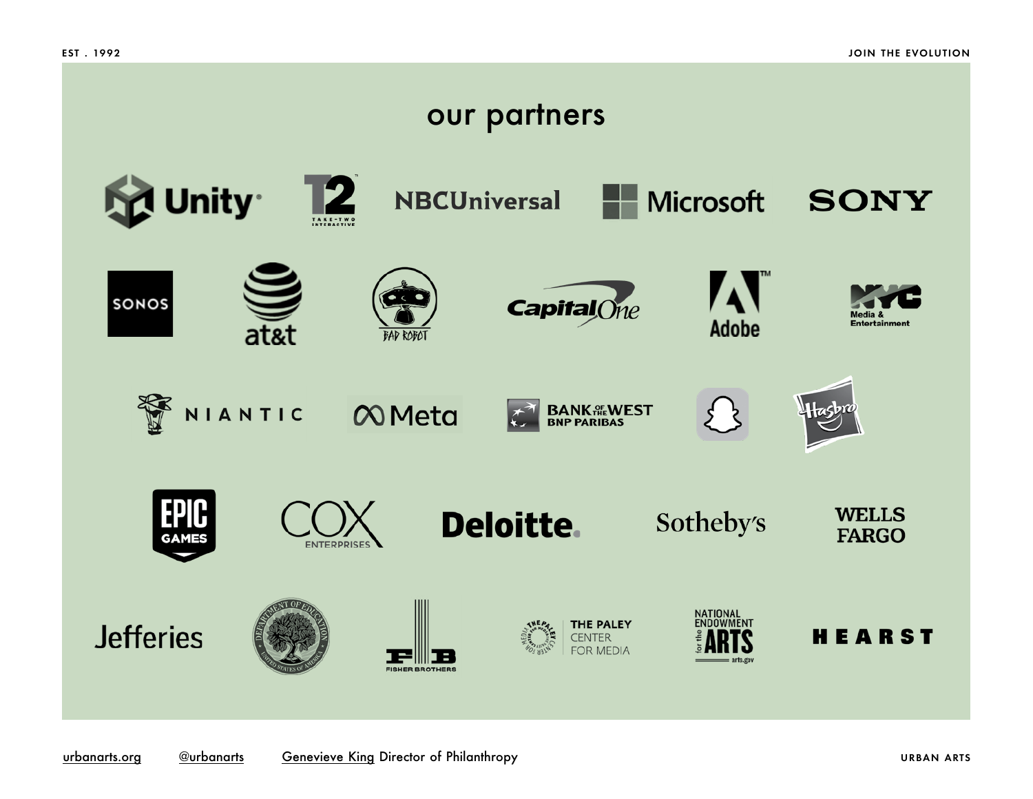# our partners

Unity, Take-Two Interactive, NBCUniversal, Microsoft, Sony

Sonos, at&t, Bad Robot, Capital One, Adobe, NYC Media & Entertainment

Niantic, Meta, Bank of the West BNP Paribas, Snapchat, Hasbro

Epic Games, Cox Enterprises, Deloitte, Sotheby's, Wells Fargo

Jefferies, Department of Education United States of America, Fisher Brothers, The Paley Center for Media, National Endowment for the Arts arts.gov, Hearst

urbanarts.org @urbanarts Genevieve King Director of Philanthropy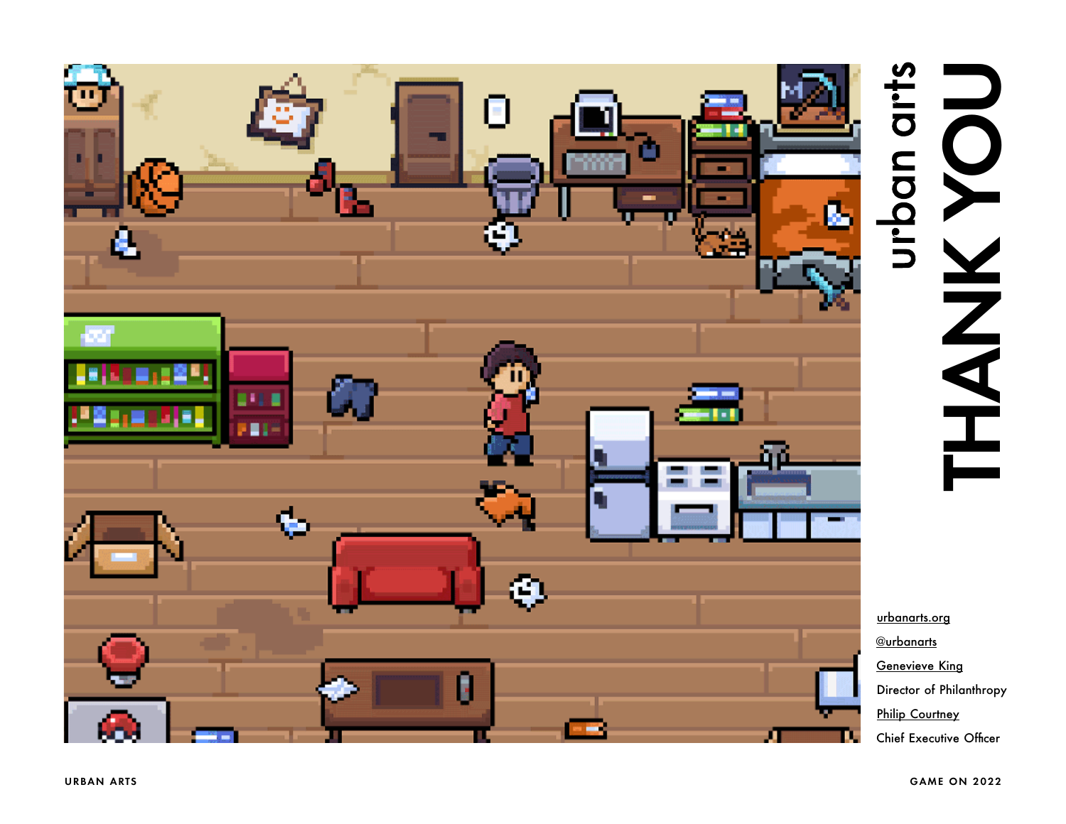# THANK YOU

urban arts

[urbanarts.org](urbanarts.org)

@urbanarts

Genevieve King

Director of Philanthropy

Philip Courtney

Chief Executive Officer